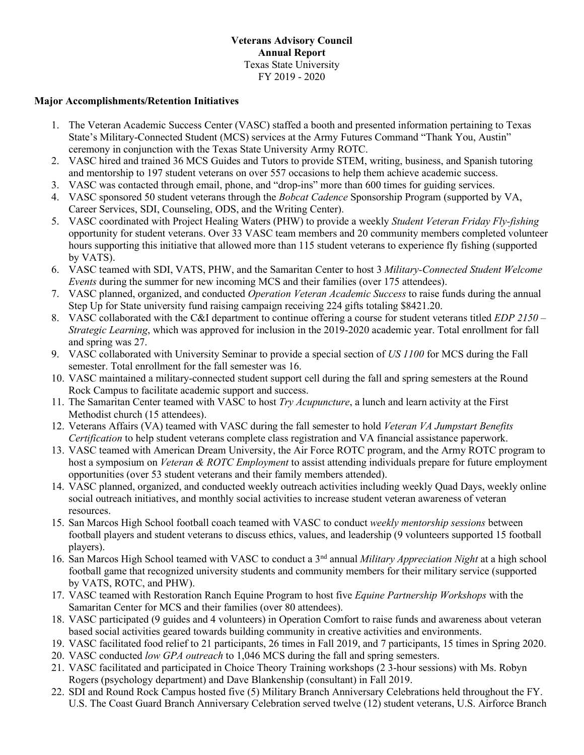**Veterans Advisory Council**
**Annual Report**
Texas State University
FY 2019 - 2020

**Major Accomplishments/Retention Initiatives**

1. The Veteran Academic Success Center (VASC) staffed a booth and presented information pertaining to Texas State's Military-Connected Student (MCS) services at the Army Futures Command "Thank You, Austin" ceremony in conjunction with the Texas State University Army ROTC.
2. VASC hired and trained 36 MCS Guides and Tutors to provide STEM, writing, business, and Spanish tutoring and mentorship to 197 student veterans on over 557 occasions to help them achieve academic success.
3. VASC was contacted through email, phone, and "drop-ins" more than 600 times for guiding services.
4. VASC sponsored 50 student veterans through the *Bobcat Cadence* Sponsorship Program (supported by VA, Career Services, SDI, Counseling, ODS, and the Writing Center).
5. VASC coordinated with Project Healing Waters (PHW) to provide a weekly *Student Veteran Friday Fly-fishing* opportunity for student veterans. Over 33 VASC team members and 20 community members completed volunteer hours supporting this initiative that allowed more than 115 student veterans to experience fly fishing (supported by VATS).
6. VASC teamed with SDI, VATS, PHW, and the Samaritan Center to host 3 *Military-Connected Student Welcome Events* during the summer for new incoming MCS and their families (over 175 attendees).
7. VASC planned, organized, and conducted *Operation Veteran Academic Success* to raise funds during the annual Step Up for State university fund raising campaign receiving 224 gifts totaling $8421.20.
8. VASC collaborated with the C&I department to continue offering a course for student veterans titled *EDP 2150 – Strategic Learning*, which was approved for inclusion in the 2019-2020 academic year. Total enrollment for fall and spring was 27.
9. VASC collaborated with University Seminar to provide a special section of *US 1100* for MCS during the Fall semester. Total enrollment for the fall semester was 16.
10. VASC maintained a military-connected student support cell during the fall and spring semesters at the Round Rock Campus to facilitate academic support and success.
11. The Samaritan Center teamed with VASC to host *Try Acupuncture*, a lunch and learn activity at the First Methodist church (15 attendees).
12. Veterans Affairs (VA) teamed with VASC during the fall semester to hold *Veteran VA Jumpstart Benefits Certification* to help student veterans complete class registration and VA financial assistance paperwork.
13. VASC teamed with American Dream University, the Air Force ROTC program, and the Army ROTC program to host a symposium on *Veteran & ROTC Employment* to assist attending individuals prepare for future employment opportunities (over 53 student veterans and their family members attended).
14. VASC planned, organized, and conducted weekly outreach activities including weekly Quad Days, weekly online social outreach initiatives, and monthly social activities to increase student veteran awareness of veteran resources.
15. San Marcos High School football coach teamed with VASC to conduct *weekly mentorship sessions* between football players and student veterans to discuss ethics, values, and leadership (9 volunteers supported 15 football players).
16. San Marcos High School teamed with VASC to conduct a 3rd annual *Military Appreciation Night* at a high school football game that recognized university students and community members for their military service (supported by VATS, ROTC, and PHW).
17. VASC teamed with Restoration Ranch Equine Program to host five *Equine Partnership Workshops* with the Samaritan Center for MCS and their families (over 80 attendees).
18. VASC participated (9 guides and 4 volunteers) in Operation Comfort to raise funds and awareness about veteran based social activities geared towards building community in creative activities and environments.
19. VASC facilitated food relief to 21 participants, 26 times in Fall 2019, and 7 participants, 15 times in Spring 2020.
20. VASC conducted *low GPA outreach* to 1,046 MCS during the fall and spring semesters.
21. VASC facilitated and participated in Choice Theory Training workshops (2 3-hour sessions) with Ms. Robyn Rogers (psychology department) and Dave Blankenship (consultant) in Fall 2019.
22. SDI and Round Rock Campus hosted five (5) Military Branch Anniversary Celebrations held throughout the FY. U.S. The Coast Guard Branch Anniversary Celebration served twelve (12) student veterans, U.S. Airforce Branch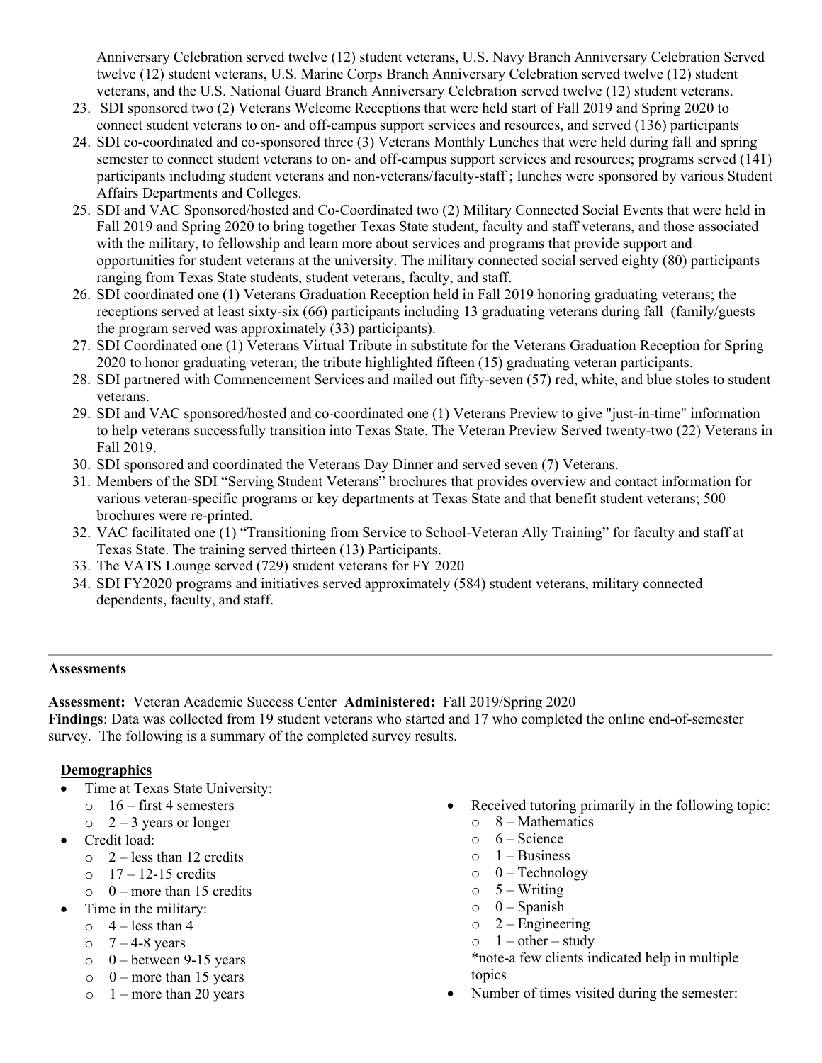Anniversary Celebration served twelve (12) student veterans, U.S. Navy Branch Anniversary Celebration Served twelve (12) student veterans, U.S. Marine Corps Branch Anniversary Celebration served twelve (12) student veterans, and the U.S. National Guard Branch Anniversary Celebration served twelve (12) student veterans.

23. SDI sponsored two (2) Veterans Welcome Receptions that were held start of Fall 2019 and Spring 2020 to connect student veterans to on- and off-campus support services and resources, and served (136) participants
24. SDI co-coordinated and co-sponsored three (3) Veterans Monthly Lunches that were held during fall and spring semester to connect student veterans to on- and off-campus support services and resources; programs served (141) participants including student veterans and non-veterans/faculty-staff ; lunches were sponsored by various Student Affairs Departments and Colleges.
25. SDI and VAC Sponsored/hosted and Co-Coordinated two (2) Military Connected Social Events that were held in Fall 2019 and Spring 2020 to bring together Texas State student, faculty and staff veterans, and those associated with the military, to fellowship and learn more about services and programs that provide support and opportunities for student veterans at the university. The military connected social served eighty (80) participants ranging from Texas State students, student veterans, faculty, and staff.
26. SDI coordinated one (1) Veterans Graduation Reception held in Fall 2019 honoring graduating veterans; the receptions served at least sixty-six (66) participants including 13 graduating veterans during fall (family/guests the program served was approximately (33) participants).
27. SDI Coordinated one (1) Veterans Virtual Tribute in substitute for the Veterans Graduation Reception for Spring 2020 to honor graduating veteran; the tribute highlighted fifteen (15) graduating veteran participants.
28. SDI partnered with Commencement Services and mailed out fifty-seven (57) red, white, and blue stoles to student veterans.
29. SDI and VAC sponsored/hosted and co-coordinated one (1) Veterans Preview to give "just-in-time" information to help veterans successfully transition into Texas State. The Veteran Preview Served twenty-two (22) Veterans in Fall 2019.
30. SDI sponsored and coordinated the Veterans Day Dinner and served seven (7) Veterans.
31. Members of the SDI "Serving Student Veterans" brochures that provides overview and contact information for various veteran-specific programs or key departments at Texas State and that benefit student veterans; 500 brochures were re-printed.
32. VAC facilitated one (1) "Transitioning from Service to School-Veteran Ally Training" for faculty and staff at Texas State. The training served thirteen (13) Participants.
33. The VATS Lounge served (729) student veterans for FY 2020
34. SDI FY2020 programs and initiatives served approximately (584) student veterans, military connected dependents, faculty, and staff.

---

**Assessments**

**Assessment:** Veteran Academic Success Center **Administered:** Fall 2019/Spring 2020
**Findings**: Data was collected from 19 student veterans who started and 17 who completed the online end-of-semester survey. The following is a summary of the completed survey results.

**Demographics**

- Time at Texas State University:
  - 16 – first 4 semesters
  - 2 – 3 years or longer
- Credit load:
  - 2 – less than 12 credits
  - 17 – 12-15 credits
  - 0 – more than 15 credits
- Time in the military:
  - 4 – less than 4
  - 7 – 4-8 years
  - 0 – between 9-15 years
  - 0 – more than 15 years
  - 1 – more than 20 years
- Received tutoring primarily in the following topic:
  - 8 – Mathematics
  - 6 – Science
  - 1 – Business
  - 0 – Technology
  - 5 – Writing
  - 0 – Spanish
  - 2 – Engineering
  - 1 – other – study

  *note-a few clients indicated help in multiple topics
- Number of times visited during the semester: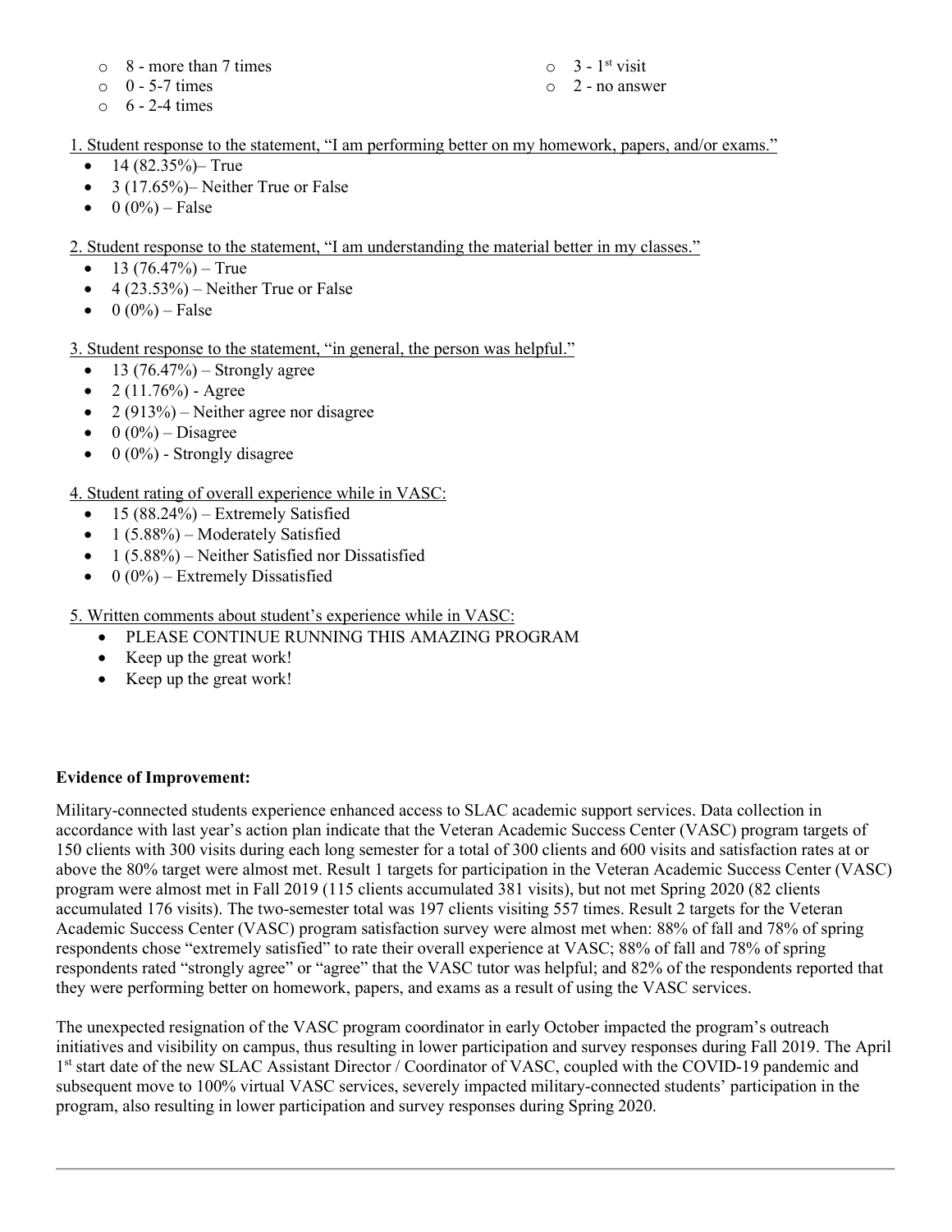- 8 - more than 7 times
- 0 - 5-7 times
- 6 - 2-4 times
- 3 - 1st visit
- 2 - no answer

1. Student response to the statement, "I am performing better on my homework, papers, and/or exams."
   - 14 (82.35%)– True
   - 3 (17.65%)– Neither True or False
   - 0 (0%) – False

2. Student response to the statement, "I am understanding the material better in my classes."
   - 13 (76.47%) – True
   - 4 (23.53%) – Neither True or False
   - 0 (0%) – False

3. Student response to the statement, "in general, the person was helpful."
   - 13 (76.47%) – Strongly agree
   - 2 (11.76%) - Agree
   - 2 (913%) – Neither agree nor disagree
   - 0 (0%) – Disagree
   - 0 (0%) - Strongly disagree

4. Student rating of overall experience while in VASC:
   - 15 (88.24%) – Extremely Satisfied
   - 1 (5.88%) – Moderately Satisfied
   - 1 (5.88%) – Neither Satisfied nor Dissatisfied
   - 0 (0%) – Extremely Dissatisfied

5. Written comments about student's experience while in VASC:
   - PLEASE CONTINUE RUNNING THIS AMAZING PROGRAM
   - Keep up the great work!
   - Keep up the great work!

**Evidence of Improvement:**

Military-connected students experience enhanced access to SLAC academic support services. Data collection in accordance with last year's action plan indicate that the Veteran Academic Success Center (VASC) program targets of 150 clients with 300 visits during each long semester for a total of 300 clients and 600 visits and satisfaction rates at or above the 80% target were almost met. Result 1 targets for participation in the Veteran Academic Success Center (VASC) program were almost met in Fall 2019 (115 clients accumulated 381 visits), but not met Spring 2020 (82 clients accumulated 176 visits). The two-semester total was 197 clients visiting 557 times. Result 2 targets for the Veteran Academic Success Center (VASC) program satisfaction survey were almost met when: 88% of fall and 78% of spring respondents chose "extremely satisfied" to rate their overall experience at VASC; 88% of fall and 78% of spring respondents rated "strongly agree" or "agree" that the VASC tutor was helpful; and 82% of the respondents reported that they were performing better on homework, papers, and exams as a result of using the VASC services.

The unexpected resignation of the VASC program coordinator in early October impacted the program's outreach initiatives and visibility on campus, thus resulting in lower participation and survey responses during Fall 2019. The April 1st start date of the new SLAC Assistant Director / Coordinator of VASC, coupled with the COVID-19 pandemic and subsequent move to 100% virtual VASC services, severely impacted military-connected students' participation in the program, also resulting in lower participation and survey responses during Spring 2020.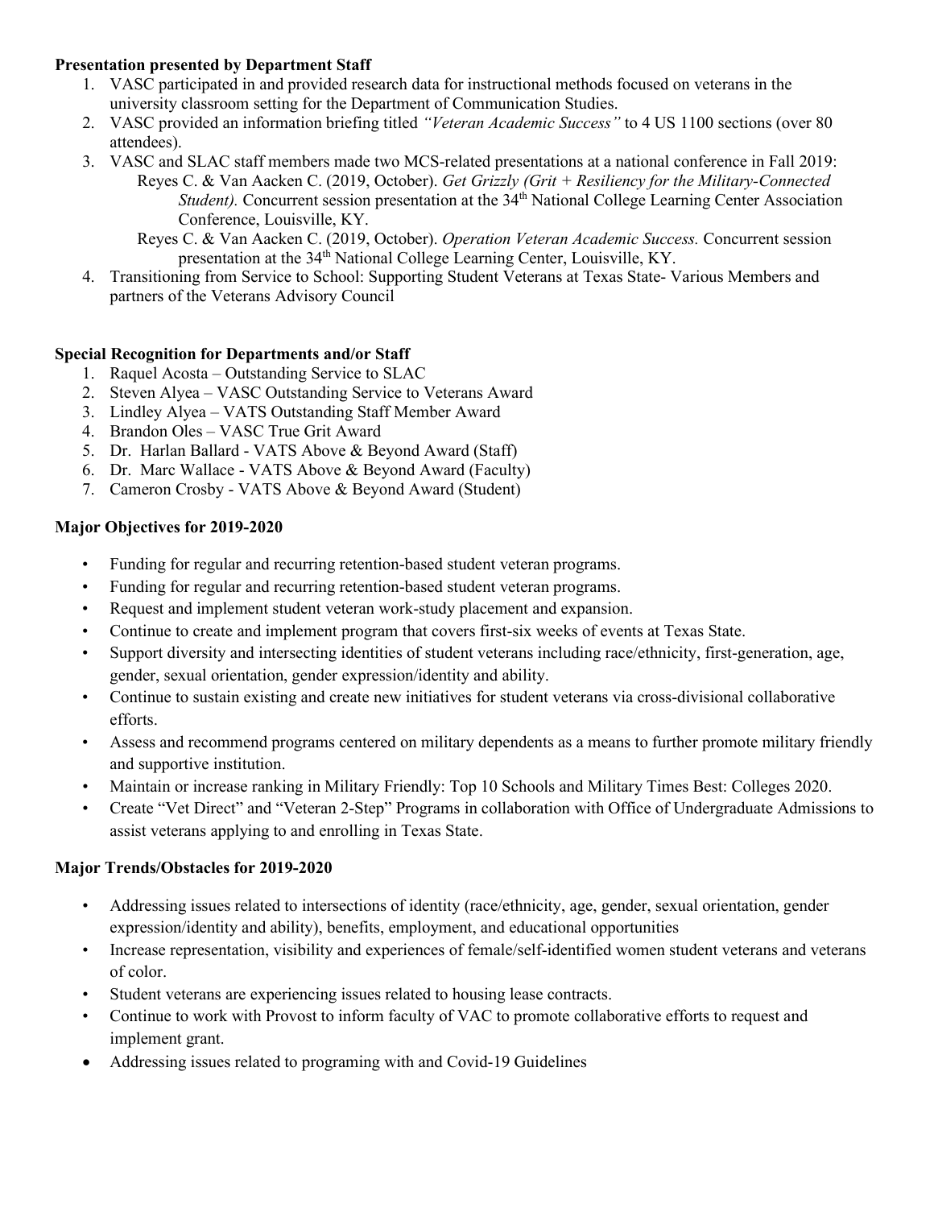**Presentation presented by Department Staff**

1. VASC participated in and provided research data for instructional methods focused on veterans in the university classroom setting for the Department of Communication Studies.
2. VASC provided an information briefing titled *"Veteran Academic Success"* to 4 US 1100 sections (over 80 attendees).
3. VASC and SLAC staff members made two MCS-related presentations at a national conference in Fall 2019:
   Reyes C. & Van Aacken C. (2019, October). *Get Grizzly (Grit + Resiliency for the Military-Connected Student).* Concurrent session presentation at the 34th National College Learning Center Association Conference, Louisville, KY.
   Reyes C. & Van Aacken C. (2019, October). *Operation Veteran Academic Success.* Concurrent session presentation at the 34th National College Learning Center, Louisville, KY.
4. Transitioning from Service to School: Supporting Student Veterans at Texas State- Various Members and partners of the Veterans Advisory Council

**Special Recognition for Departments and/or Staff**

1. Raquel Acosta – Outstanding Service to SLAC
2. Steven Alyea – VASC Outstanding Service to Veterans Award
3. Lindley Alyea – VATS Outstanding Staff Member Award
4. Brandon Oles – VASC True Grit Award
5. Dr. Harlan Ballard - VATS Above & Beyond Award (Staff)
6. Dr. Marc Wallace - VATS Above & Beyond Award (Faculty)
7. Cameron Crosby - VATS Above & Beyond Award (Student)

**Major Objectives for 2019-2020**

- Funding for regular and recurring retention-based student veteran programs.
- Funding for regular and recurring retention-based student veteran programs.
- Request and implement student veteran work-study placement and expansion.
- Continue to create and implement program that covers first-six weeks of events at Texas State.
- Support diversity and intersecting identities of student veterans including race/ethnicity, first-generation, age, gender, sexual orientation, gender expression/identity and ability.
- Continue to sustain existing and create new initiatives for student veterans via cross-divisional collaborative efforts.
- Assess and recommend programs centered on military dependents as a means to further promote military friendly and supportive institution.
- Maintain or increase ranking in Military Friendly: Top 10 Schools and Military Times Best: Colleges 2020.
- Create "Vet Direct" and "Veteran 2-Step" Programs in collaboration with Office of Undergraduate Admissions to assist veterans applying to and enrolling in Texas State.

**Major Trends/Obstacles for 2019-2020**

- Addressing issues related to intersections of identity (race/ethnicity, age, gender, sexual orientation, gender expression/identity and ability), benefits, employment, and educational opportunities
- Increase representation, visibility and experiences of female/self-identified women student veterans and veterans of color.
- Student veterans are experiencing issues related to housing lease contracts.
- Continue to work with Provost to inform faculty of VAC to promote collaborative efforts to request and implement grant.
- Addressing issues related to programing with and Covid-19 Guidelines